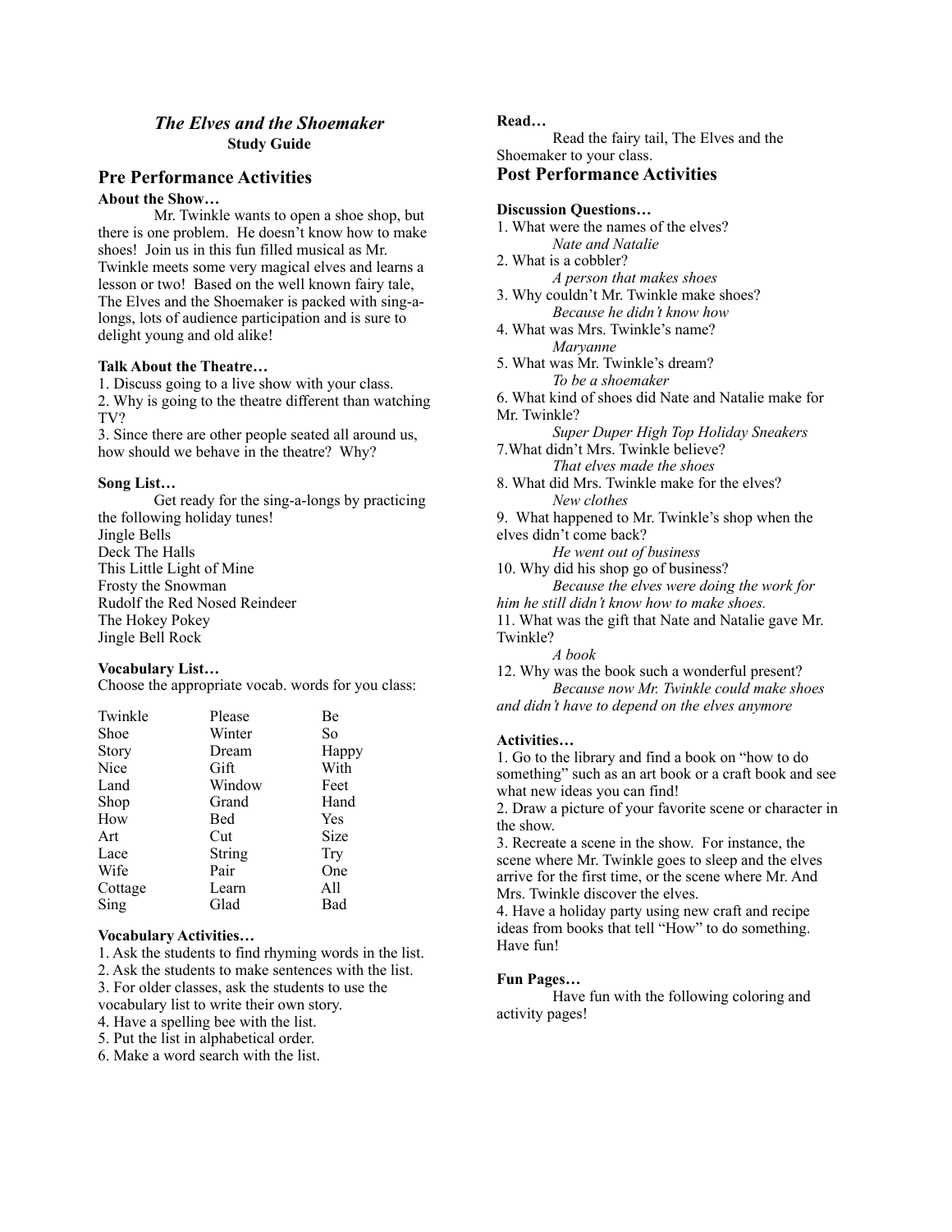# *The Elves and the Shoemaker*

**Study Guide**

## Pre Performance Activities

**About the Show…**

Mr. Twinkle wants to open a shoe shop, but there is one problem. He doesn't know how to make shoes! Join us in this fun filled musical as Mr. Twinkle meets some very magical elves and learns a lesson or two! Based on the well known fairy tale, The Elves and the Shoemaker is packed with sing-a-longs, lots of audience participation and is sure to delight young and old alike!

**Talk About the Theatre…**

1. Discuss going to a live show with your class.
2. Why is going to the theatre different than watching TV?
3. Since there are other people seated all around us, how should we behave in the theatre? Why?

**Song List…**

Get ready for the sing-a-longs by practicing the following holiday tunes!

Jingle Bells
Deck The Halls
This Little Light of Mine
Frosty the Snowman
Rudolf the Red Nosed Reindeer
The Hokey Pokey
Jingle Bell Rock

**Vocabulary List…**

Choose the appropriate vocab. words for you class:

| | | |
|---|---|---|
| Twinkle | Please | Be |
| Shoe | Winter | So |
| Story | Dream | Happy |
| Nice | Gift | With |
| Land | Window | Feet |
| Shop | Grand | Hand |
| How | Bed | Yes |
| Art | Cut | Size |
| Lace | String | Try |
| Wife | Pair | One |
| Cottage | Learn | All |
| Sing | Glad | Bad |

**Vocabulary Activities…**

1. Ask the students to find rhyming words in the list.
2. Ask the students to make sentences with the list.
3. For older classes, ask the students to use the vocabulary list to write their own story.
4. Have a spelling bee with the list.
5. Put the list in alphabetical order.
6. Make a word search with the list.

**Read…**

Read the fairy tail, The Elves and the Shoemaker to your class.

## Post Performance Activities

**Discussion Questions…**

1. What were the names of the elves?
   *Nate and Natalie*
2. What is a cobbler?
   *A person that makes shoes*
3. Why couldn't Mr. Twinkle make shoes?
   *Because he didn't know how*
4. What was Mrs. Twinkle's name?
   *Maryanne*
5. What was Mr. Twinkle's dream?
   *To be a shoemaker*
6. What kind of shoes did Nate and Natalie make for Mr. Twinkle?
   *Super Duper High Top Holiday Sneakers*
7. What didn't Mrs. Twinkle believe?
   *That elves made the shoes*
8. What did Mrs. Twinkle make for the elves?
   *New clothes*
9. What happened to Mr. Twinkle's shop when the elves didn't come back?
   *He went out of business*
10. Why did his shop go of business?
    *Because the elves were doing the work for him he still didn't know how to make shoes.*
11. What was the gift that Nate and Natalie gave Mr. Twinkle?
    *A book*
12. Why was the book such a wonderful present?
    *Because now Mr. Twinkle could make shoes and didn't have to depend on the elves anymore*

**Activities…**

1. Go to the library and find a book on "how to do something" such as an art book or a craft book and see what new ideas you can find!
2. Draw a picture of your favorite scene or character in the show.
3. Recreate a scene in the show. For instance, the scene where Mr. Twinkle goes to sleep and the elves arrive for the first time, or the scene where Mr. And Mrs. Twinkle discover the elves.
4. Have a holiday party using new craft and recipe ideas from books that tell "How" to do something. Have fun!

**Fun Pages…**

Have fun with the following coloring and activity pages!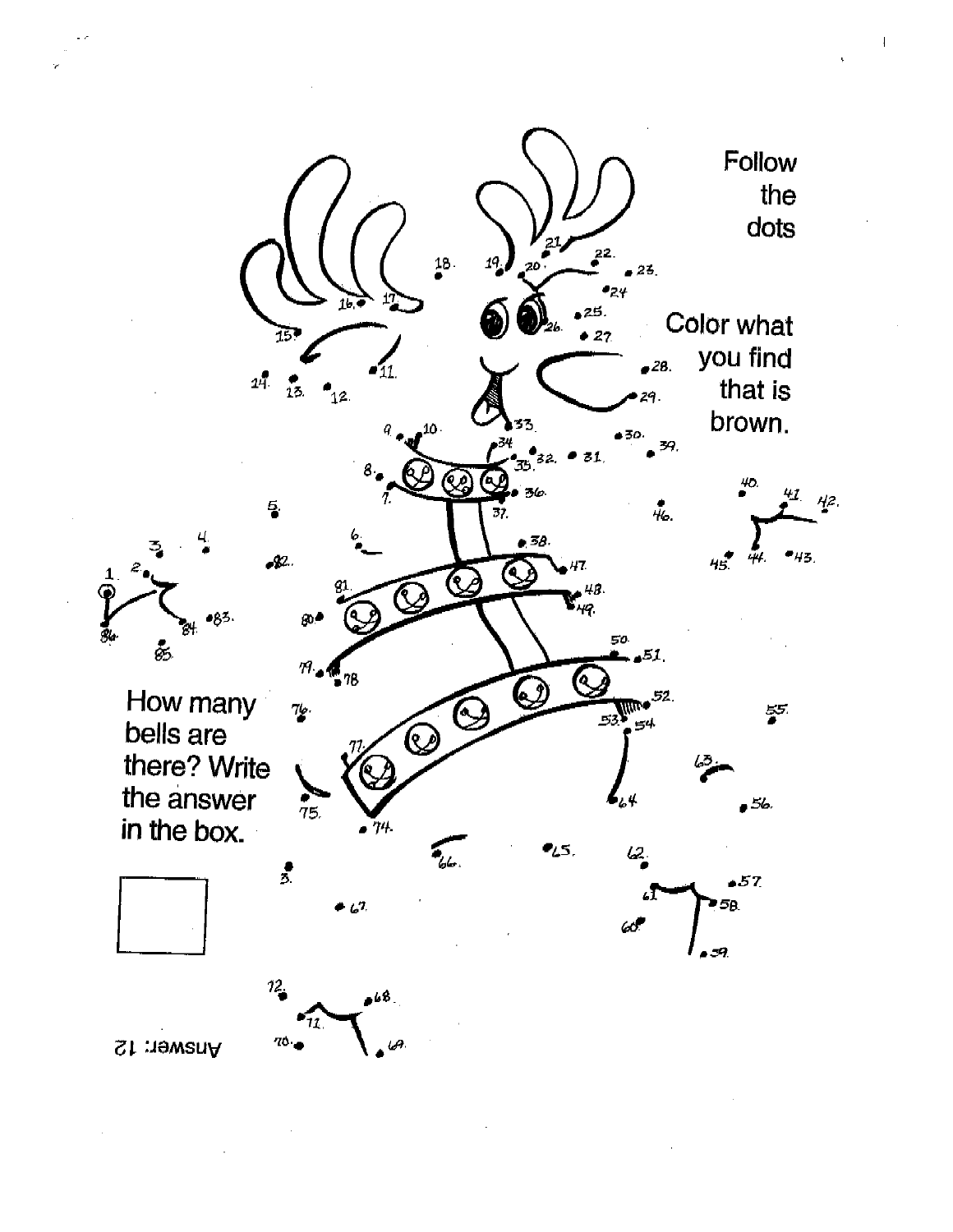Follow the dots

Color what you find that is brown.

How many bells are there? Write the answer in the box.

Answer: 12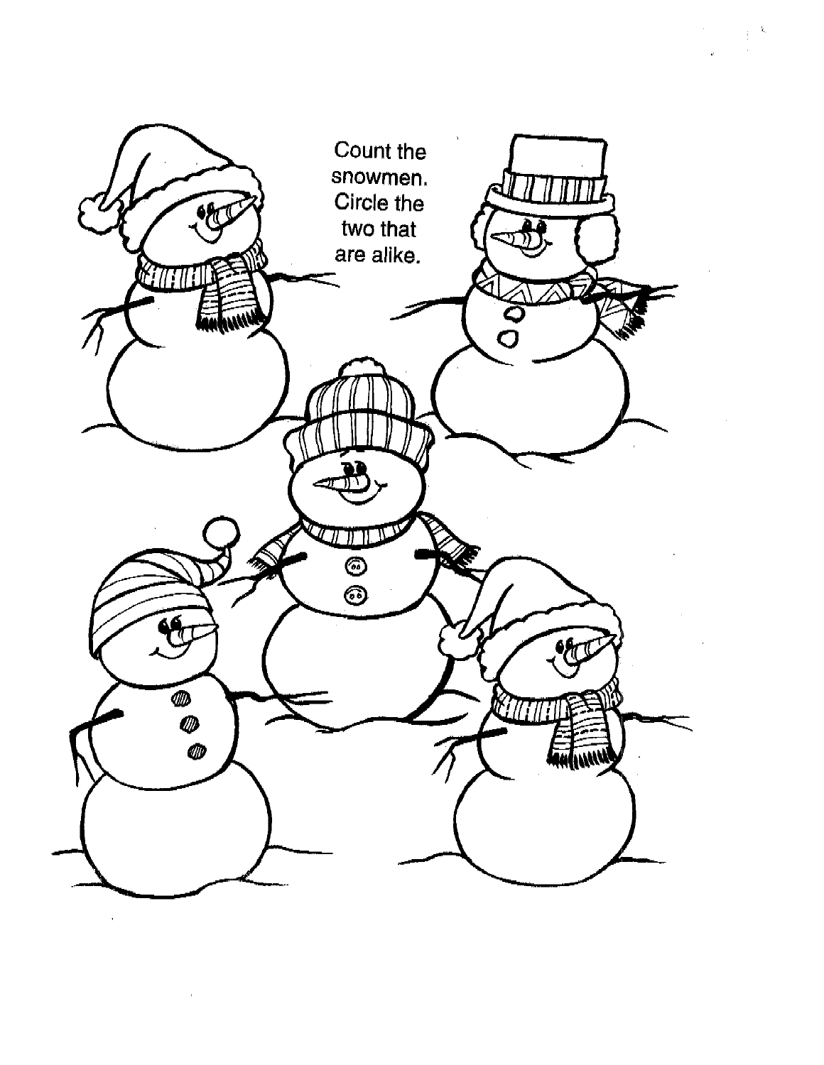Count the snowmen. Circle the two that are alike.